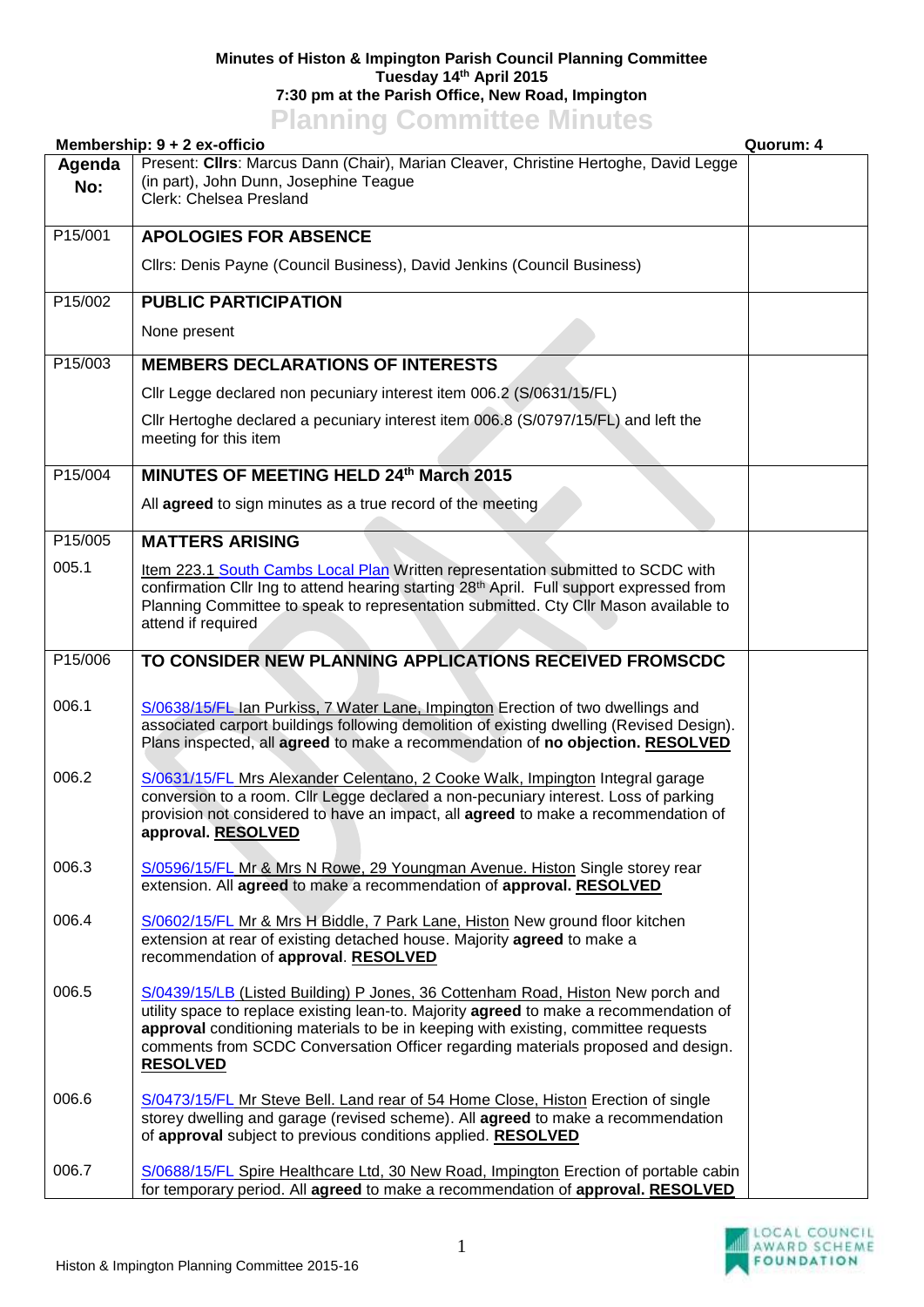**Minutes of Histon & Impington Parish Council Planning Committee**
**Tuesday 14th April 2015**
**7:30 pm at the Parish Office, New Road, Impington**

# Planning Committee Minutes

**Membership: 9 + 2 ex-officio** **Quorum: 4**

| Agenda No: | | |
|---|---|---|
| | Present: **Cllrs**: Marcus Dann (Chair), Marian Cleaver, Christine Hertoghe, David Legge (in part), John Dunn, Josephine Teague<br>Clerk: Chelsea Presland | |
| P15/001 | **APOLOGIES FOR ABSENCE**<br><br>Cllrs: Denis Payne (Council Business), David Jenkins (Council Business) | |
| P15/002 | **PUBLIC PARTICIPATION**<br><br>None present | |
| P15/003 | **MEMBERS DECLARATIONS OF INTERESTS**<br><br>Cllr Legge declared non pecuniary interest item 006.2 (S/0631/15/FL)<br><br>Cllr Hertoghe declared a pecuniary interest item 006.8 (S/0797/15/FL) and left the meeting for this item | |
| P15/004 | **MINUTES OF MEETING HELD 24th March 2015**<br><br>All **agreed** to sign minutes as a true record of the meeting | |
| P15/005 | **MATTERS ARISING** | |
| 005.1 | Item 223.1 South Cambs Local Plan Written representation submitted to SCDC with confirmation Cllr Ing to attend hearing starting 28th April. Full support expressed from Planning Committee to speak to representation submitted. Cty Cllr Mason available to attend if required | |
| P15/006 | **TO CONSIDER NEW PLANNING APPLICATIONS RECEIVED FROMSCDC** | |
| 006.1 | S/0638/15/FL Ian Purkiss, 7 Water Lane, Impington Erection of two dwellings and associated carport buildings following demolition of existing dwelling (Revised Design). Plans inspected, all **agreed** to make a recommendation of **no objection. RESOLVED** | |
| 006.2 | S/0631/15/FL Mrs Alexander Celentano, 2 Cooke Walk, Impington Integral garage conversion to a room. Cllr Legge declared a non-pecuniary interest. Loss of parking provision not considered to have an impact, all **agreed** to make a recommendation of **approval. RESOLVED** | |
| 006.3 | S/0596/15/FL Mr & Mrs N Rowe, 29 Youngman Avenue. Histon Single storey rear extension. All **agreed** to make a recommendation of **approval. RESOLVED** | |
| 006.4 | S/0602/15/FL Mr & Mrs H Biddle, 7 Park Lane, Histon New ground floor kitchen extension at rear of existing detached house. Majority **agreed** to make a recommendation of **approval**. **RESOLVED** | |
| 006.5 | S/0439/15/LB (Listed Building) P Jones, 36 Cottenham Road, Histon New porch and utility space to replace existing lean-to. Majority **agreed** to make a recommendation of **approval** conditioning materials to be in keeping with existing, committee requests comments from SCDC Conversation Officer regarding materials proposed and design. **RESOLVED** | |
| 006.6 | S/0473/15/FL Mr Steve Bell. Land rear of 54 Home Close, Histon Erection of single storey dwelling and garage (revised scheme). All **agreed** to make a recommendation of **approval** subject to previous conditions applied. **RESOLVED** | |
| 006.7 | S/0688/15/FL Spire Healthcare Ltd, 30 New Road, Impington Erection of portable cabin for temporary period. All **agreed** to make a recommendation of **approval. RESOLVED** | |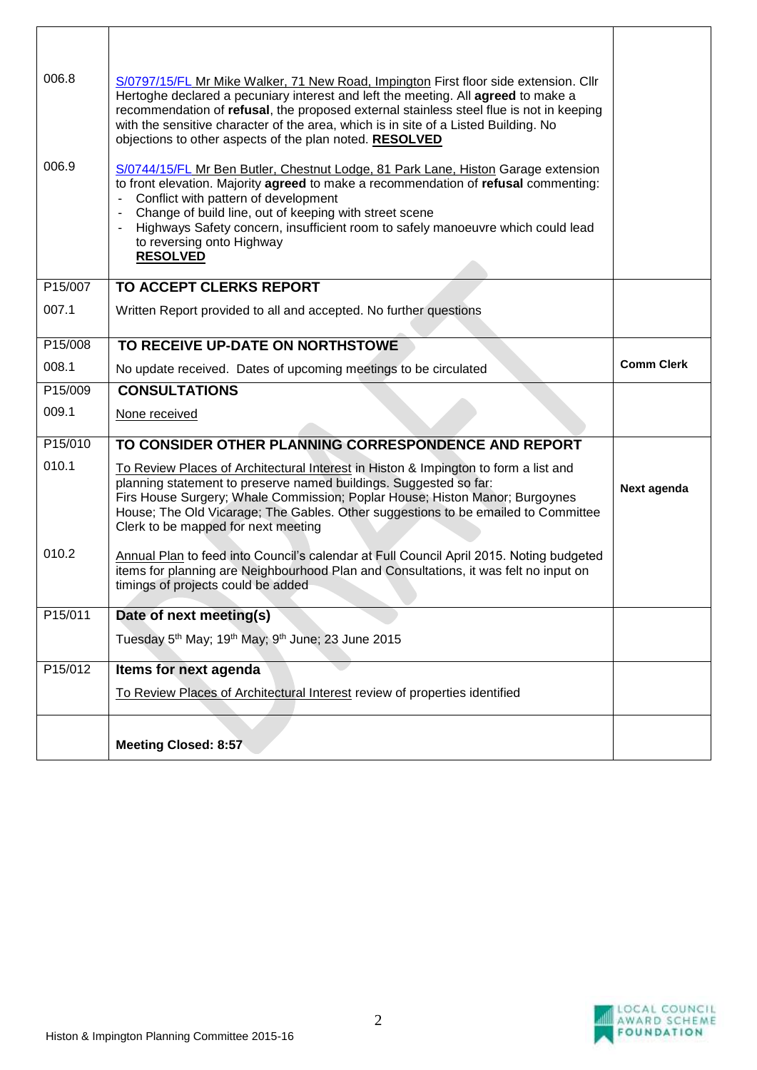| | | |
|---|---|---|
| 006.8 | S/0797/15/FL Mr Mike Walker, 71 New Road, Impington First floor side extension. Cllr Hertoghe declared a pecuniary interest and left the meeting. All **agreed** to make a recommendation of **refusal**, the proposed external stainless steel flue is not in keeping with the sensitive character of the area, which is in site of a Listed Building. No objections to other aspects of the plan noted. **RESOLVED** | |
| 006.9 | S/0744/15/FL Mr Ben Butler, Chestnut Lodge, 81 Park Lane, Histon Garage extension to front elevation. Majority **agreed** to make a recommendation of **refusal** commenting: - Conflict with pattern of development - Change of build line, out of keeping with street scene - Highways Safety concern, insufficient room to safely manoeuvre which could lead to reversing onto Highway **RESOLVED** | |
| P15/007 | **TO ACCEPT CLERKS REPORT** | |
| 007.1 | Written Report provided to all and accepted. No further questions | |
| P15/008 | **TO RECEIVE UP-DATE ON NORTHSTOWE** | |
| 008.1 | No update received. Dates of upcoming meetings to be circulated | **Comm Clerk** |
| P15/009 | **CONSULTATIONS** | |
| 009.1 | None received | |
| P15/010 | **TO CONSIDER OTHER PLANNING CORRESPONDENCE AND REPORT** | |
| 010.1 | To Review Places of Architectural Interest in Histon & Impington to form a list and planning statement to preserve named buildings. Suggested so far: Firs House Surgery; Whale Commission; Poplar House; Histon Manor; Burgoynes House; The Old Vicarage; The Gables. Other suggestions to be emailed to Committee Clerk to be mapped for next meeting | **Next agenda** |
| 010.2 | Annual Plan to feed into Council's calendar at Full Council April 2015. Noting budgeted items for planning are Neighbourhood Plan and Consultations, it was felt no input on timings of projects could be added | |
| P15/011 | **Date of next meeting(s)** | |
| | Tuesday 5th May; 19th May; 9th June; 23 June 2015 | |
| P15/012 | **Items for next agenda** | |
| | To Review Places of Architectural Interest review of properties identified | |
| | **Meeting Closed: 8:57** | |